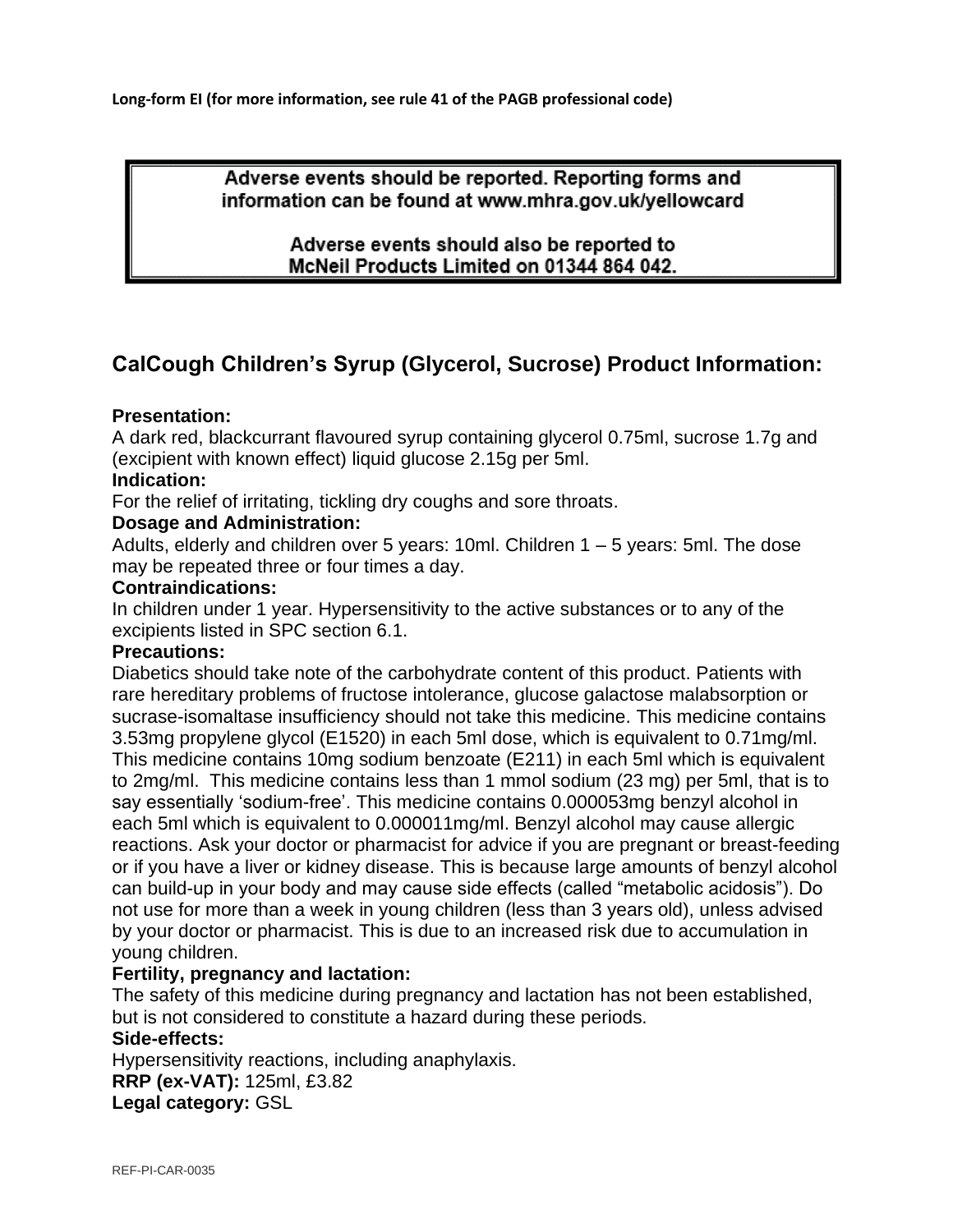**Long-form EI (for more information, see rule 41 of the PAGB professional code)**

> Adverse events should be reported. Reporting forms and information can be found at www.mhra.gov.uk/yellowcard
>
> Adverse events should also be reported to McNeil Products Limited on 01344 864 042.

## CalCough Children's Syrup (Glycerol, Sucrose) Product Information:

**Presentation:**
A dark red, blackcurrant flavoured syrup containing glycerol 0.75ml, sucrose 1.7g and (excipient with known effect) liquid glucose 2.15g per 5ml.

**Indication:**
For the relief of irritating, tickling dry coughs and sore throats.

**Dosage and Administration:**
Adults, elderly and children over 5 years: 10ml. Children 1 – 5 years: 5ml. The dose may be repeated three or four times a day.

**Contraindications:**
In children under 1 year. Hypersensitivity to the active substances or to any of the excipients listed in SPC section 6.1.

**Precautions:**
Diabetics should take note of the carbohydrate content of this product. Patients with rare hereditary problems of fructose intolerance, glucose galactose malabsorption or sucrase-isomaltase insufficiency should not take this medicine. This medicine contains 3.53mg propylene glycol (E1520) in each 5ml dose, which is equivalent to 0.71mg/ml. This medicine contains 10mg sodium benzoate (E211) in each 5ml which is equivalent to 2mg/ml. This medicine contains less than 1 mmol sodium (23 mg) per 5ml, that is to say essentially 'sodium-free'. This medicine contains 0.000053mg benzyl alcohol in each 5ml which is equivalent to 0.000011mg/ml. Benzyl alcohol may cause allergic reactions. Ask your doctor or pharmacist for advice if you are pregnant or breast-feeding or if you have a liver or kidney disease. This is because large amounts of benzyl alcohol can build-up in your body and may cause side effects (called "metabolic acidosis"). Do not use for more than a week in young children (less than 3 years old), unless advised by your doctor or pharmacist. This is due to an increased risk due to accumulation in young children.

**Fertility, pregnancy and lactation:**
The safety of this medicine during pregnancy and lactation has not been established, but is not considered to constitute a hazard during these periods.

**Side-effects:**
Hypersensitivity reactions, including anaphylaxis.

**RRP (ex-VAT):** 125ml, £3.82

**Legal category:** GSL

REF-PI-CAR-0035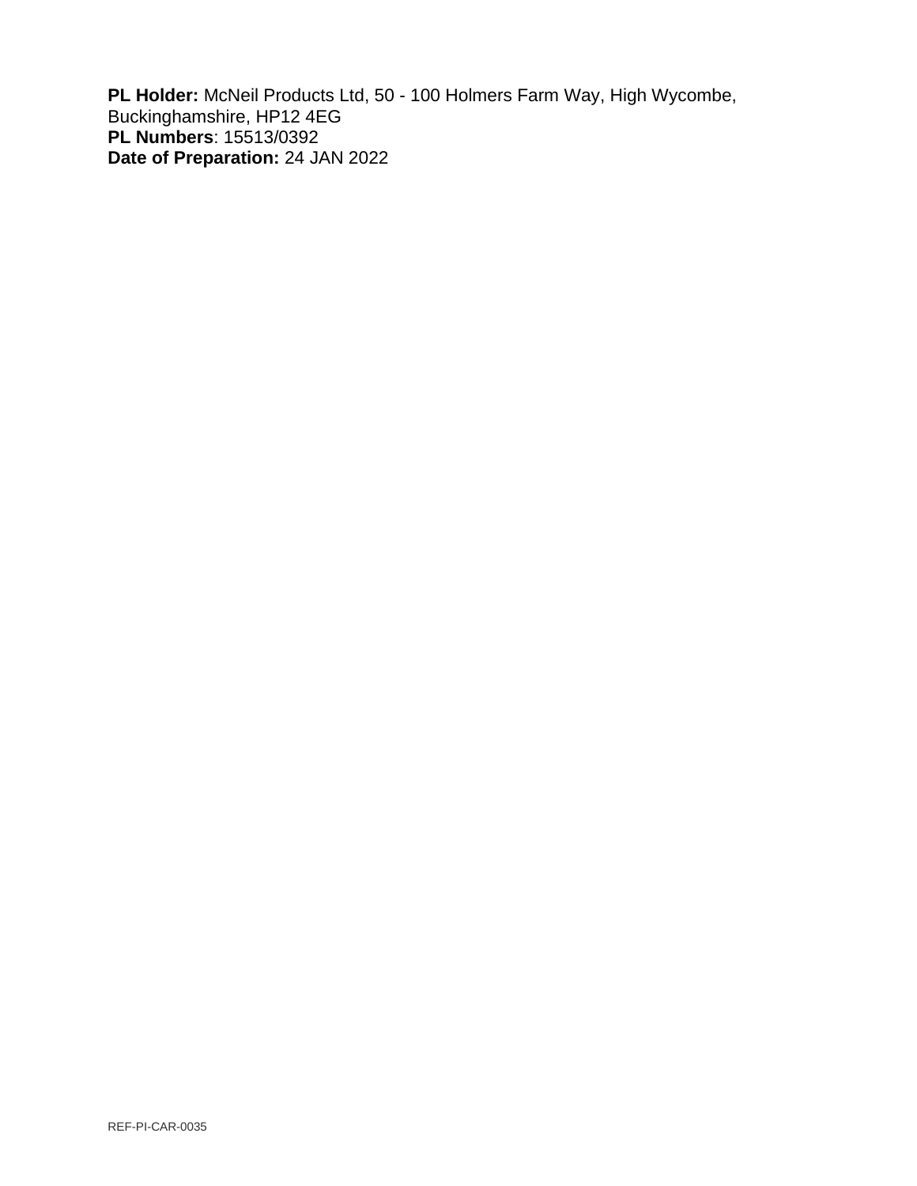**PL Holder:** McNeil Products Ltd, 50 - 100 Holmers Farm Way, High Wycombe, Buckinghamshire, HP12 4EG
**PL Numbers**: 15513/0392
**Date of Preparation:** 24 JAN 2022

REF-PI-CAR-0035